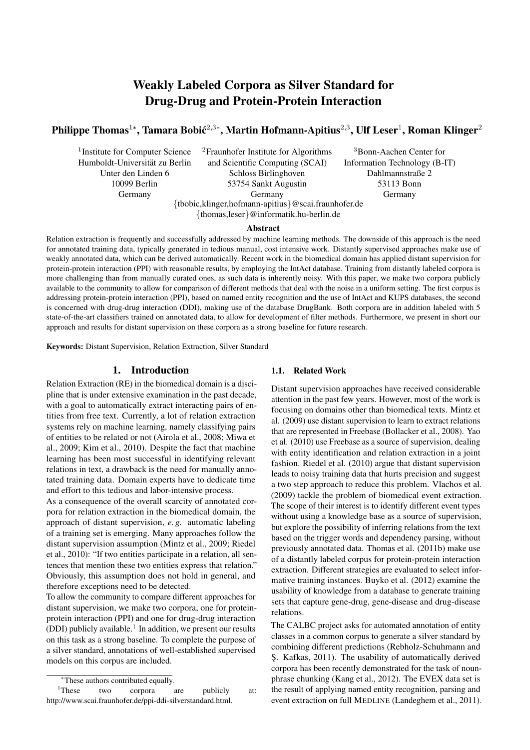# Weakly Labeled Corpora as Silver Standard for Drug-Drug and Protein-Protein Interaction

**Philippe Thomas[1*], Tamara Bobić[2,3*], Martin Hofmann-Apitius[2,3], Ulf Leser[1], Roman Klinger[2]**

[1]Institute for Computer Science, Humboldt-Universität zu Berlin, Unter den Linden 6, 10099 Berlin, Germany

[2]Fraunhofer Institute for Algorithms and Scientific Computing (SCAI), Schloss Birlinghoven, 53754 Sankt Augustin, Germany

[3]Bonn-Aachen Center for Information Technology (B-IT), Dahlmannstraße 2, 53113 Bonn, Germany

{tbobic,klinger,hofmann-apitius}@scai.fraunhofer.de
{thomas,leser}@informatik.hu-berlin.de

## Abstract

Relation extraction is frequently and successfully addressed by machine learning methods. The downside of this approach is the need for annotated training data, typically generated in tedious manual, cost intensive work. Distantly supervised approaches make use of weakly annotated data, which can be derived automatically. Recent work in the biomedical domain has applied distant supervision for protein-protein interaction (PPI) with reasonable results, by employing the IntAct database. Training from distantly labeled corpora is more challenging than from manually curated ones, as such data is inherently noisy. With this paper, we make two corpora publicly available to the community to allow for comparison of different methods that deal with the noise in a uniform setting. The first corpus is addressing protein-protein interaction (PPI), based on named entity recognition and the use of IntAct and KUPS databases, the second is concerned with drug-drug interaction (DDI), making use of the database DrugBank. Both corpora are in addition labeled with 5 state-of-the-art classifiers trained on annotated data, to allow for development of filter methods. Furthermore, we present in short our approach and results for distant supervision on these corpora as a strong baseline for future research.

**Keywords:** Distant Supervision, Relation Extraction, Silver Standard

## 1. Introduction

Relation Extraction (RE) in the biomedical domain is a discipline that is under extensive examination in the past decade, with a goal to automatically extract interacting pairs of entities from free text. Currently, a lot of relation extraction systems rely on machine learning, namely classifying pairs of entities to be related or not (Airola et al., 2008; Miwa et al., 2009; Kim et al., 2010). Despite the fact that machine learning has been most successful in identifying relevant relations in text, a drawback is the need for manually annotated training data. Domain experts have to dedicate time and effort to this tedious and labor-intensive process.

As a consequence of the overall scarcity of annotated corpora for relation extraction in the biomedical domain, the approach of distant supervision, *e. g.* automatic labeling of a training set is emerging. Many approaches follow the distant supervision assumption (Mintz et al., 2009; Riedel et al., 2010): "If two entities participate in a relation, all sentences that mention these two entities express that relation." Obviously, this assumption does not hold in general, and therefore exceptions need to be detected.

To allow the community to compare different approaches for distant supervision, we make two corpora, one for protein-protein interaction (PPI) and one for drug-drug interaction (DDI) publicly available.[1] In addition, we present our results on this task as a strong baseline. To complete the purpose of a silver standard, annotations of well-established supervised models on this corpus are included.

### 1.1. Related Work

Distant supervision approaches have received considerable attention in the past few years. However, most of the work is focusing on domains other than biomedical texts. Mintz et al. (2009) use distant supervision to learn to extract relations that are represented in Freebase (Bollacker et al., 2008). Yao et al. (2010) use Freebase as a source of supervision, dealing with entity identification and relation extraction in a joint fashion. Riedel et al. (2010) argue that distant supervision leads to noisy training data that hurts precision and suggest a two step approach to reduce this problem. Vlachos et al. (2009) tackle the problem of biomedical event extraction. The scope of their interest is to identify different event types without using a knowledge base as a source of supervision, but explore the possibility of inferring relations from the text based on the trigger words and dependency parsing, without previously annotated data. Thomas et al. (2011b) make use of a distantly labeled corpus for protein-protein interaction extraction. Different strategies are evaluated to select informative training instances. Buyko et al. (2012) examine the usability of knowledge from a database to generate training sets that capture gene-drug, gene-disease and drug-disease relations.

The CALBC project asks for automated annotation of entity classes in a common corpus to generate a silver standard by combining different predictions (Rebholz-Schuhmann and Ş. Kafkas, 2011). The usability of automatically derived corpora has been recently demonstrated for the task of noun-phrase chunking (Kang et al., 2012). The EVEX data set is the result of applying named entity recognition, parsing and event extraction on full MEDLINE (Landeghem et al., 2011).

---

*These authors contributed equally.

[1]These two corpora are publicly at: http://www.scai.fraunhofer.de/ppi-ddi-silverstandard.html.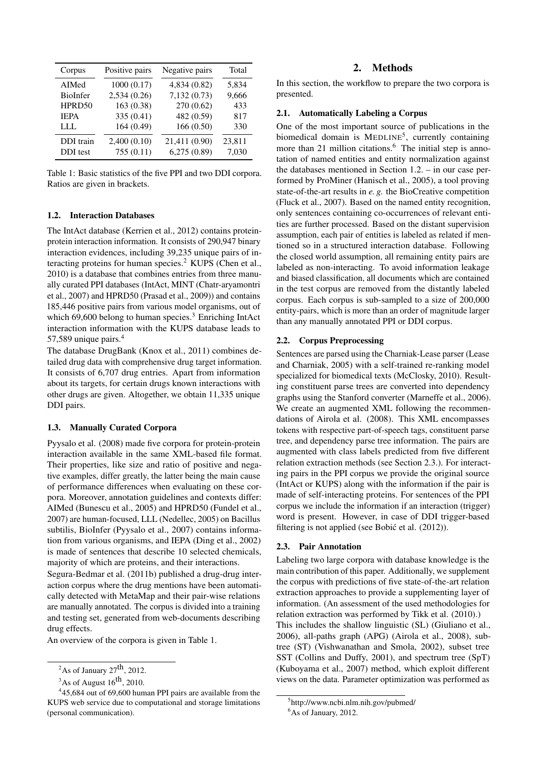| Corpus | Positive pairs | Negative pairs | Total |
|---|---|---|---|
| AIMed | 1000 (0.17) | 4,834 (0.82) | 5,834 |
| BioInfer | 2,534 (0.26) | 7,132 (0.73) | 9,666 |
| HPRD50 | 163 (0.38) | 270 (0.62) | 433 |
| IEPA | 335 (0.41) | 482 (0.59) | 817 |
| LLL | 164 (0.49) | 166 (0.50) | 330 |
| DDI train | 2,400 (0.10) | 21,411 (0.90) | 23,811 |
| DDI test | 755 (0.11) | 6,275 (0.89) | 7,030 |

Table 1: Basic statistics of the five PPI and two DDI corpora. Ratios are given in brackets.

### 1.2. Interaction Databases

The IntAct database (Kerrien et al., 2012) contains protein-protein interaction information. It consists of 290,947 binary interaction evidences, including 39,235 unique pairs of interacting proteins for human species.[2] KUPS (Chen et al., 2010) is a database that combines entries from three manually curated PPI databases (IntAct, MINT (Chatr-aryamontri et al., 2007) and HPRD50 (Prasad et al., 2009)) and contains 185,446 positive pairs from various model organisms, out of which 69,600 belong to human species.[3] Enriching IntAct interaction information with the KUPS database leads to 57,589 unique pairs.[4]

The database DrugBank (Knox et al., 2011) combines detailed drug data with comprehensive drug target information. It consists of 6,707 drug entries. Apart from information about its targets, for certain drugs known interactions with other drugs are given. Altogether, we obtain 11,335 unique DDI pairs.

### 1.3. Manually Curated Corpora

Pyysalo et al. (2008) made five corpora for protein-protein interaction available in the same XML-based file format. Their properties, like size and ratio of positive and negative examples, differ greatly, the latter being the main cause of performance differences when evaluating on these corpora. Moreover, annotation guidelines and contexts differ: AIMed (Bunescu et al., 2005) and HPRD50 (Fundel et al., 2007) are human-focused, LLL (Nedellec, 2005) on Bacillus subtilis, BioInfer (Pyysalo et al., 2007) contains information from various organisms, and IEPA (Ding et al., 2002) is made of sentences that describe 10 selected chemicals, majority of which are proteins, and their interactions.

Segura-Bedmar et al. (2011b) published a drug-drug interaction corpus where the drug mentions have been automatically detected with MetaMap and their pair-wise relations are manually annotated. The corpus is divided into a training and testing set, generated from web-documents describing drug effects.

An overview of the corpora is given in Table 1.

[2] As of January 27th, 2012.

[3] As of August 16th, 2010.

[4] 45,684 out of 69,600 human PPI pairs are available from the KUPS web service due to computational and storage limitations (personal communication).

## 2. Methods

In this section, the workflow to prepare the two corpora is presented.

### 2.1. Automatically Labeling a Corpus

One of the most important source of publications in the biomedical domain is MEDLINE[5], currently containing more than 21 million citations.[6] The initial step is annotation of named entities and entity normalization against the databases mentioned in Section 1.2. – in our case performed by ProMiner (Hanisch et al., 2005), a tool proving state-of-the-art results in *e. g.* the BioCreative competition (Fluck et al., 2007). Based on the named entity recognition, only sentences containing co-occurrences of relevant entities are further processed. Based on the distant supervision assumption, each pair of entities is labeled as related if mentioned so in a structured interaction database. Following the closed world assumption, all remaining entity pairs are labeled as non-interacting. To avoid information leakage and biased classification, all documents which are contained in the test corpus are removed from the distantly labeled corpus. Each corpus is sub-sampled to a size of 200,000 entity-pairs, which is more than an order of magnitude larger than any manually annotated PPI or DDI corpus.

### 2.2. Corpus Preprocessing

Sentences are parsed using the Charniak-Lease parser (Lease and Charniak, 2005) with a self-trained re-ranking model specialized for biomedical texts (McClosky, 2010). Resulting constituent parse trees are converted into dependency graphs using the Stanford converter (Marneffe et al., 2006). We create an augmented XML following the recommendations of Airola et al. (2008). This XML encompasses tokens with respective part-of-speech tags, constituent parse tree, and dependency parse tree information. The pairs are augmented with class labels predicted from five different relation extraction methods (see Section 2.3.). For interacting pairs in the PPI corpus we provide the original source (IntAct or KUPS) along with the information if the pair is made of self-interacting proteins. For sentences of the PPI corpus we include the information if an interaction (trigger) word is present. However, in case of DDI trigger-based filtering is not applied (see Bobić et al. (2012)).

### 2.3. Pair Annotation

Labeling two large corpora with database knowledge is the main contribution of this paper. Additionally, we supplement the corpus with predictions of five state-of-the-art relation extraction approaches to provide a supplementing layer of information. (An assessment of the used methodologies for relation extraction was performed by Tikk et al. (2010).)

This includes the shallow linguistic (SL) (Giuliano et al., 2006), all-paths graph (APG) (Airola et al., 2008), subtree (ST) (Vishwanathan and Smola, 2002), subset tree SST (Collins and Duffy, 2001), and spectrum tree (SpT) (Kuboyama et al., 2007) method, which exploit different views on the data. Parameter optimization was performed as

[5] http://www.ncbi.nlm.nih.gov/pubmed/

[6] As of January, 2012.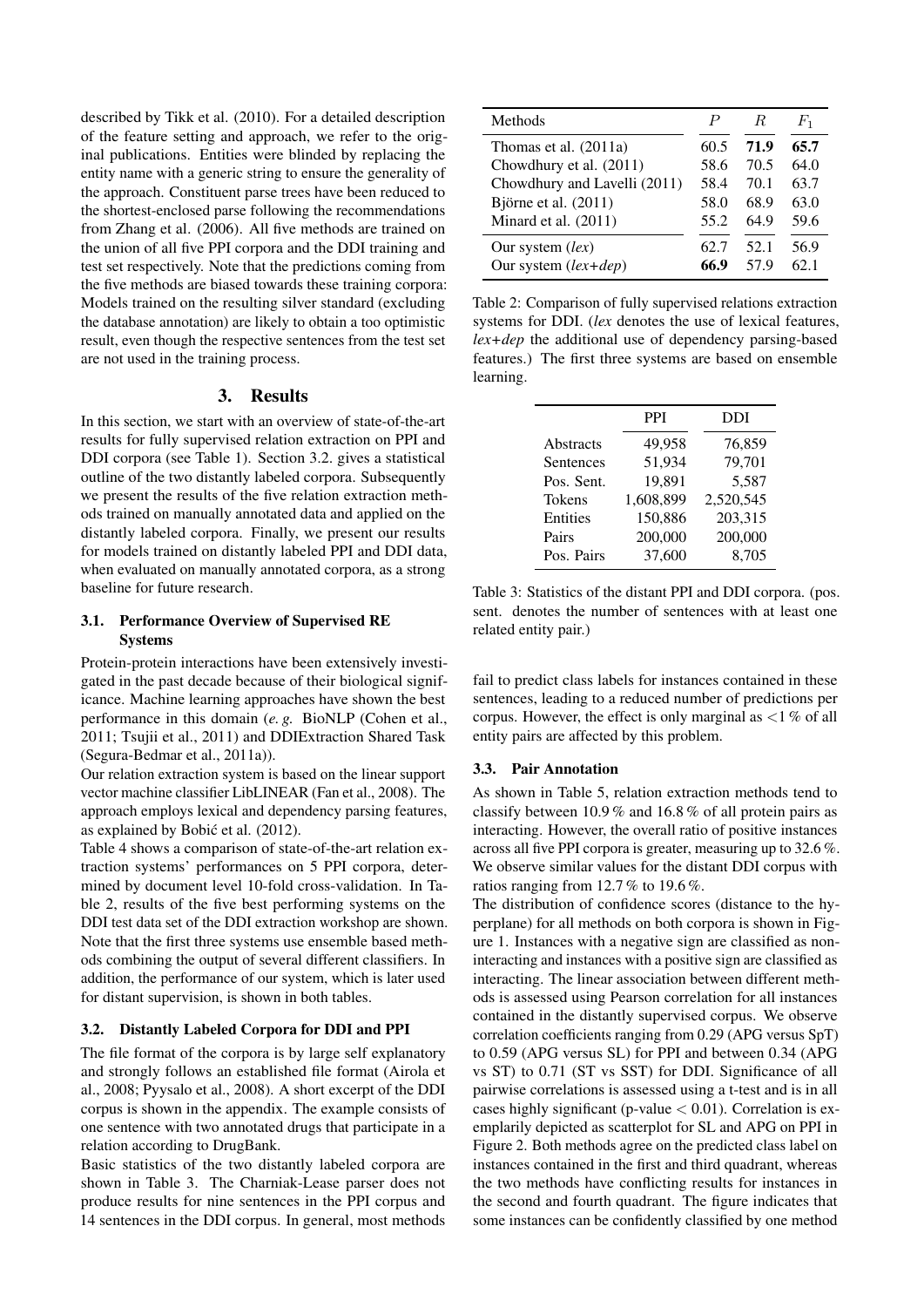described by Tikk et al. (2010). For a detailed description of the feature setting and approach, we refer to the original publications. Entities were blinded by replacing the entity name with a generic string to ensure the generality of the approach. Constituent parse trees have been reduced to the shortest-enclosed parse following the recommendations from Zhang et al. (2006). All five methods are trained on the union of all five PPI corpora and the DDI training and test set respectively. Note that the predictions coming from the five methods are biased towards these training corpora: Models trained on the resulting silver standard (excluding the database annotation) are likely to obtain a too optimistic result, even though the respective sentences from the test set are not used in the training process.

## 3. Results

In this section, we start with an overview of state-of-the-art results for fully supervised relation extraction on PPI and DDI corpora (see Table 1). Section 3.2. gives a statistical outline of the two distantly labeled corpora. Subsequently we present the results of the five relation extraction methods trained on manually annotated data and applied on the distantly labeled corpora. Finally, we present our results for models trained on distantly labeled PPI and DDI data, when evaluated on manually annotated corpora, as a strong baseline for future research.

### 3.1. Performance Overview of Supervised RE Systems

Protein-protein interactions have been extensively investigated in the past decade because of their biological significance. Machine learning approaches have shown the best performance in this domain (*e. g.* BioNLP (Cohen et al., 2011; Tsujii et al., 2011) and DDIExtraction Shared Task (Segura-Bedmar et al., 2011a)).

Our relation extraction system is based on the linear support vector machine classifier LibLINEAR (Fan et al., 2008). The approach employs lexical and dependency parsing features, as explained by Bobić et al. (2012).

Table 4 shows a comparison of state-of-the-art relation extraction systems' performances on 5 PPI corpora, determined by document level 10-fold cross-validation. In Table 2, results of the five best performing systems on the DDI test data set of the DDI extraction workshop are shown. Note that the first three systems use ensemble based methods combining the output of several different classifiers. In addition, the performance of our system, which is later used for distant supervision, is shown in both tables.

### 3.2. Distantly Labeled Corpora for DDI and PPI

The file format of the corpora is by large self explanatory and strongly follows an established file format (Airola et al., 2008; Pyysalo et al., 2008). A short excerpt of the DDI corpus is shown in the appendix. The example consists of one sentence with two annotated drugs that participate in a relation according to DrugBank.

Basic statistics of the two distantly labeled corpora are shown in Table 3. The Charniak-Lease parser does not produce results for nine sentences in the PPI corpus and 14 sentences in the DDI corpus. In general, most methods fail to predict class labels for instances contained in these sentences, leading to a reduced number of predictions per corpus. However, the effect is only marginal as <1 % of all entity pairs are affected by this problem.

| Methods | $P$ | $R$ | $F_1$ |
|---|---|---|---|
| Thomas et al. (2011a) | 60.5 | **71.9** | **65.7** |
| Chowdhury et al. (2011) | 58.6 | 70.5 | 64.0 |
| Chowdhury and Lavelli (2011) | 58.4 | 70.1 | 63.7 |
| Björne et al. (2011) | 58.0 | 68.9 | 63.0 |
| Minard et al. (2011) | 55.2 | 64.9 | 59.6 |
| Our system (*lex*) | 62.7 | 52.1 | 56.9 |
| Our system (*lex+dep*) | **66.9** | 57.9 | 62.1 |

Table 2: Comparison of fully supervised relations extraction systems for DDI. (*lex* denotes the use of lexical features, *lex+dep* the additional use of dependency parsing-based features.) The first three systems are based on ensemble learning.

| | PPI | DDI |
|---|---|---|
| Abstracts | 49,958 | 76,859 |
| Sentences | 51,934 | 79,701 |
| Pos. Sent. | 19,891 | 5,587 |
| Tokens | 1,608,899 | 2,520,545 |
| Entities | 150,886 | 203,315 |
| Pairs | 200,000 | 200,000 |
| Pos. Pairs | 37,600 | 8,705 |

Table 3: Statistics of the distant PPI and DDI corpora. (pos. sent. denotes the number of sentences with at least one related entity pair.)

### 3.3. Pair Annotation

As shown in Table 5, relation extraction methods tend to classify between 10.9 % and 16.8 % of all protein pairs as interacting. However, the overall ratio of positive instances across all five PPI corpora is greater, measuring up to 32.6 %. We observe similar values for the distant DDI corpus with ratios ranging from 12.7 % to 19.6 %.

The distribution of confidence scores (distance to the hyperplane) for all methods on both corpora is shown in Figure 1. Instances with a negative sign are classified as non-interacting and instances with a positive sign are classified as interacting. The linear association between different methods is assessed using Pearson correlation for all instances contained in the distantly supervised corpus. We observe correlation coefficients ranging from 0.29 (APG versus SpT) to 0.59 (APG versus SL) for PPI and between 0.34 (APG vs ST) to 0.71 (ST vs SST) for DDI. Significance of all pairwise correlations is assessed using a t-test and is in all cases highly significant (p-value $< 0.01$). Correlation is exemplarily depicted as scatterplot for SL and APG on PPI in Figure 2. Both methods agree on the predicted class label on instances contained in the first and third quadrant, whereas the two methods have conflicting results for instances in the second and fourth quadrant. The figure indicates that some instances can be confidently classified by one method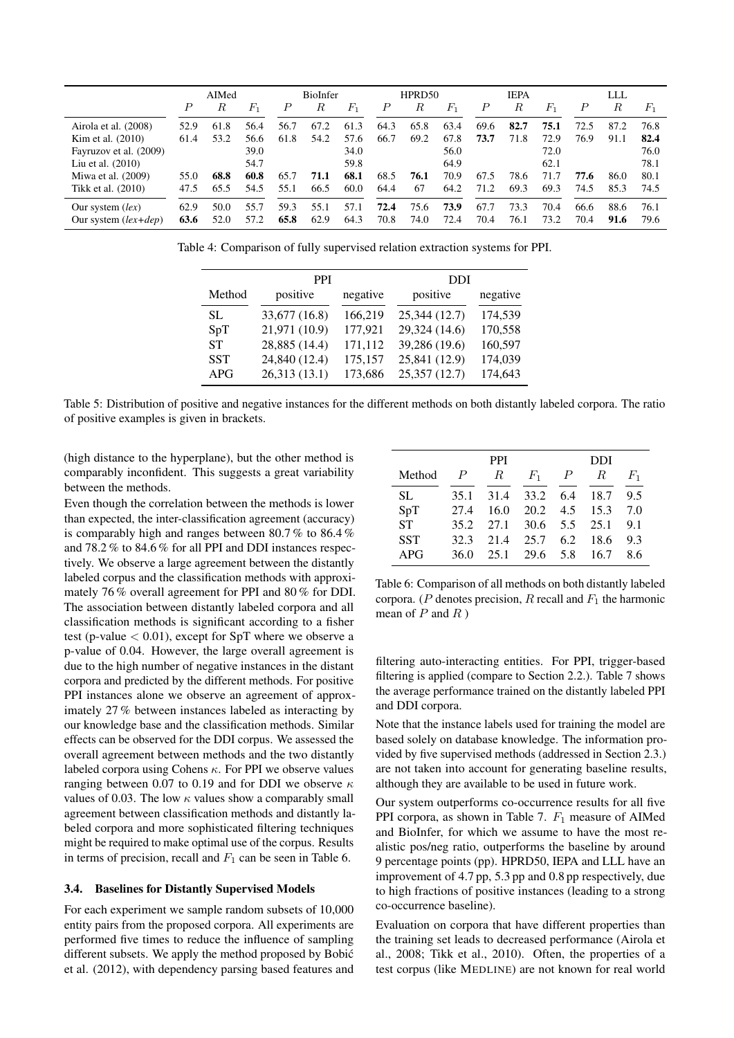| | AIMed | | | BioInfer | | | HPRD50 | | | IEPA | | | LLL | | |
|---|---|---|---|---|---|---|---|---|---|---|---|---|---|---|---|
| | $P$ | $R$ | $F_1$ | $P$ | $R$ | $F_1$ | $P$ | $R$ | $F_1$ | $P$ | $R$ | $F_1$ | $P$ | $R$ | $F_1$ |
| Airola et al. (2008) | 52.9 | 61.8 | 56.4 | 56.7 | 67.2 | 61.3 | 64.3 | 65.8 | 63.4 | 69.6 | **82.7** | **75.1** | 72.5 | 87.2 | 76.8 |
| Kim et al. (2010) | 61.4 | 53.2 | 56.6 | 61.8 | 54.2 | 57.6 | 66.7 | 69.2 | 67.8 | **73.7** | 71.8 | 72.9 | 76.9 | 91.1 | **82.4** |
| Fayruzov et al. (2009) | | | 39.0 | | | 34.0 | | | 56.0 | | | 72.0 | | | 76.0 |
| Liu et al. (2010) | | | 54.7 | | | 59.8 | | | 64.9 | | | 62.1 | | | 78.1 |
| Miwa et al. (2009) | 55.0 | **68.8** | **60.8** | 65.7 | **71.1** | **68.1** | 68.5 | **76.1** | 70.9 | 67.5 | 78.6 | 71.7 | **77.6** | 86.0 | 80.1 |
| Tikk et al. (2010) | 47.5 | 65.5 | 54.5 | 55.1 | 66.5 | 60.0 | 64.4 | 67 | 64.2 | 71.2 | 69.3 | 69.3 | 74.5 | 85.3 | 74.5 |
| Our system (*lex*) | 62.9 | 50.0 | 55.7 | 59.3 | 55.1 | 57.1 | **72.4** | 75.6 | **73.9** | 67.7 | 73.3 | 70.4 | 66.6 | 88.6 | 76.1 |
| Our system (*lex+dep*) | **63.6** | 52.0 | 57.2 | **65.8** | 62.9 | 64.3 | 70.8 | 74.0 | 72.4 | 70.4 | 76.1 | 73.2 | 70.4 | **91.6** | 79.6 |

Table 4: Comparison of fully supervised relation extraction systems for PPI.

| | PPI | | DDI | |
|---|---|---|---|---|
| Method | positive | negative | positive | negative |
| SL | 33,677 (16.8) | 166,219 | 25,344 (12.7) | 174,539 |
| SpT | 21,971 (10.9) | 177,921 | 29,324 (14.6) | 170,558 |
| ST | 28,885 (14.4) | 171,112 | 39,286 (19.6) | 160,597 |
| SST | 24,840 (12.4) | 175,157 | 25,841 (12.9) | 174,039 |
| APG | 26,313 (13.1) | 173,686 | 25,357 (12.7) | 174,643 |

Table 5: Distribution of positive and negative instances for the different methods on both distantly labeled corpora. The ratio of positive examples is given in brackets.

(high distance to the hyperplane), but the other method is comparably inconfident. This suggests a great variability between the methods.

Even though the correlation between the methods is lower than expected, the inter-classification agreement (accuracy) is comparably high and ranges between 80.7 % to 86.4 % and 78.2 % to 84.6 % for all PPI and DDI instances respectively. We observe a large agreement between the distantly labeled corpus and the classification methods with approximately 76 % overall agreement for PPI and 80 % for DDI. The association between distantly labeled corpora and all classification methods is significant according to a fisher test (p-value $< 0.01$), except for SpT where we observe a p-value of 0.04. However, the large overall agreement is due to the high number of negative instances in the distant corpora and predicted by the different methods. For positive PPI instances alone we observe an agreement of approximately 27 % between instances labeled as interacting by our knowledge base and the classification methods. Similar effects can be observed for the DDI corpus. We assessed the overall agreement between methods and the two distantly labeled corpora using Cohens $\kappa$. For PPI we observe values ranging between 0.07 to 0.19 and for DDI we observe $\kappa$ values of 0.03. The low $\kappa$ values show a comparably small agreement between classification methods and distantly labeled corpora and more sophisticated filtering techniques might be required to make optimal use of the corpus. Results in terms of precision, recall and $F_1$ can be seen in Table 6.

| | PPI | | | DDI | | |
|---|---|---|---|---|---|---|
| Method | $P$ | $R$ | $F_1$ | $P$ | $R$ | $F_1$ |
| SL | 35.1 | 31.4 | 33.2 | 6.4 | 18.7 | 9.5 |
| SpT | 27.4 | 16.0 | 20.2 | 4.5 | 15.3 | 7.0 |
| ST | 35.2 | 27.1 | 30.6 | 5.5 | 25.1 | 9.1 |
| SST | 32.3 | 21.4 | 25.7 | 6.2 | 18.6 | 9.3 |
| APG | 36.0 | 25.1 | 29.6 | 5.8 | 16.7 | 8.6 |

Table 6: Comparison of all methods on both distantly labeled corpora. ($P$ denotes precision, $R$ recall and $F_1$ the harmonic mean of $P$ and $R$ )

### 3.4. Baselines for Distantly Supervised Models

For each experiment we sample random subsets of 10,000 entity pairs from the proposed corpora. All experiments are performed five times to reduce the influence of sampling different subsets. We apply the method proposed by Bobić et al. (2012), with dependency parsing based features and filtering auto-interacting entities. For PPI, trigger-based filtering is applied (compare to Section 2.2.). Table 7 shows the average performance trained on the distantly labeled PPI and DDI corpora.

Note that the instance labels used for training the model are based solely on database knowledge. The information provided by five supervised methods (addressed in Section 2.3.) are not taken into account for generating baseline results, although they are available to be used in future work.

Our system outperforms co-occurrence results for all five PPI corpora, as shown in Table 7. $F_1$ measure of AIMed and BioInfer, for which we assume to have the most realistic pos/neg ratio, outperforms the baseline by around 9 percentage points (pp). HPRD50, IEPA and LLL have an improvement of 4.7 pp, 5.3 pp and 0.8 pp respectively, due to high fractions of positive instances (leading to a strong co-occurrence baseline).

Evaluation on corpora that have different properties than the training set leads to decreased performance (Airola et al., 2008; Tikk et al., 2010). Often, the properties of a test corpus (like MEDLINE) are not known for real world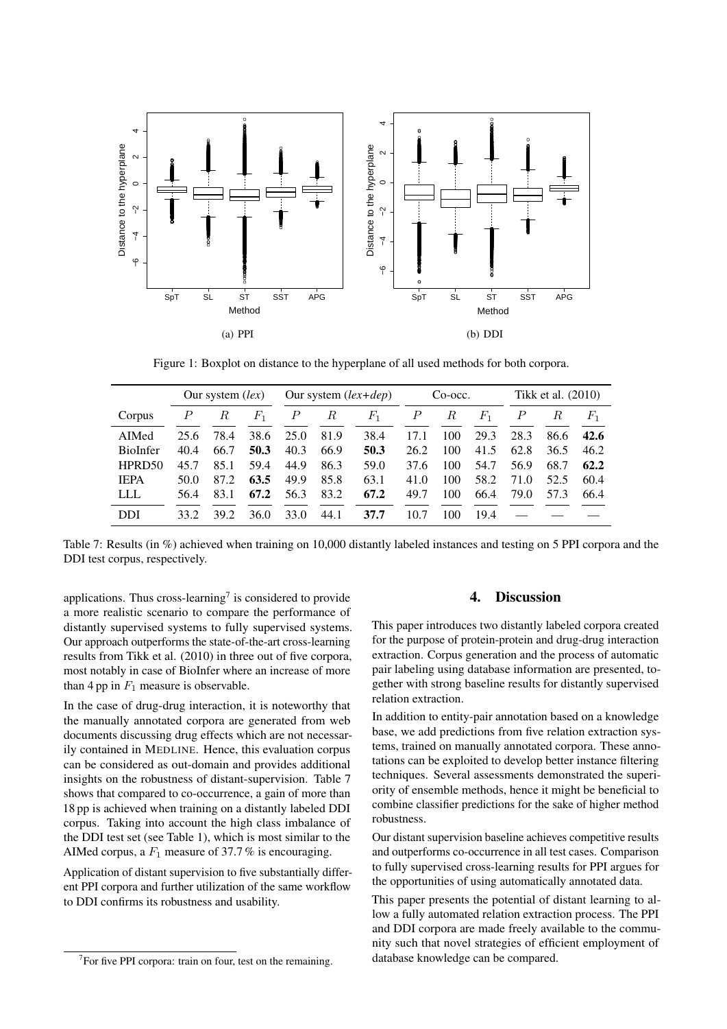Figure 1: Boxplot on distance to the hyperplane of all used methods for both corpora.

| | Our system (*lex*) | | | Our system (*lex+dep*) | | | Co-occ. | | | Tikk et al. (2010) | | |
|---|---|---|---|---|---|---|---|---|---|---|---|---|
| Corpus | $P$ | $R$ | $F_1$ | $P$ | $R$ | $F_1$ | $P$ | $R$ | $F_1$ | $P$ | $R$ | $F_1$ |
| AIMed | 25.6 | 78.4 | 38.6 | 25.0 | 81.9 | 38.4 | 17.1 | 100 | 29.3 | 28.3 | 86.6 | **42.6** |
| BioInfer | 40.4 | 66.7 | **50.3** | 40.3 | 66.9 | **50.3** | 26.2 | 100 | 41.5 | 62.8 | 36.5 | 46.2 |
| HPRD50 | 45.7 | 85.1 | 59.4 | 44.9 | 86.3 | 59.0 | 37.6 | 100 | 54.7 | 56.9 | 68.7 | **62.2** |
| IEPA | 50.0 | 87.2 | **63.5** | 49.9 | 85.8 | 63.1 | 41.0 | 100 | 58.2 | 71.0 | 52.5 | 60.4 |
| LLL | 56.4 | 83.1 | **67.2** | 56.3 | 83.2 | **67.2** | 49.7 | 100 | 66.4 | 79.0 | 57.3 | 66.4 |
| DDI | 33.2 | 39.2 | 36.0 | 33.0 | 44.1 | **37.7** | 10.7 | 100 | 19.4 | — | — | — |

Table 7: Results (in %) achieved when training on 10,000 distantly labeled instances and testing on 5 PPI corpora and the DDI test corpus, respectively.

applications. Thus cross-learning[7] is considered to provide a more realistic scenario to compare the performance of distantly supervised systems to fully supervised systems. Our approach outperforms the state-of-the-art cross-learning results from Tikk et al. (2010) in three out of five corpora, most notably in case of BioInfer where an increase of more than 4 pp in $F_1$ measure is observable.

In the case of drug-drug interaction, it is noteworthy that the manually annotated corpora are generated from web documents discussing drug effects which are not necessarily contained in MEDLINE. Hence, this evaluation corpus can be considered as out-domain and provides additional insights on the robustness of distant-supervision. Table 7 shows that compared to co-occurrence, a gain of more than 18 pp is achieved when training on a distantly labeled DDI corpus. Taking into account the high class imbalance of the DDI test set (see Table 1), which is most similar to the AIMed corpus, a $F_1$ measure of 37.7 % is encouraging.

Application of distant supervision to five substantially different PPI corpora and further utilization of the same workflow to DDI confirms its robustness and usability.

[7] For five PPI corpora: train on four, test on the remaining.

## 4. Discussion

This paper introduces two distantly labeled corpora created for the purpose of protein-protein and drug-drug interaction extraction. Corpus generation and the process of automatic pair labeling using database information are presented, together with strong baseline results for distantly supervised relation extraction.

In addition to entity-pair annotation based on a knowledge base, we add predictions from five relation extraction systems, trained on manually annotated corpora. These annotations can be exploited to develop better instance filtering techniques. Several assessments demonstrated the superiority of ensemble methods, hence it might be beneficial to combine classifier predictions for the sake of higher method robustness.

Our distant supervision baseline achieves competitive results and outperforms co-occurrence in all test cases. Comparison to fully supervised cross-learning results for PPI argues for the opportunities of using automatically annotated data.

This paper presents the potential of distant learning to allow a fully automated relation extraction process. The PPI and DDI corpora are made freely available to the community such that novel strategies of efficient employment of database knowledge can be compared.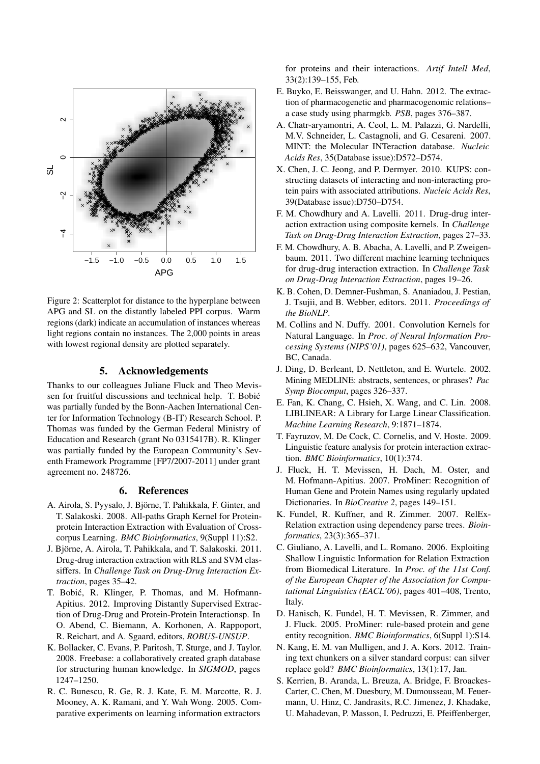Figure 2: Scatterplot for distance to the hyperplane between APG and SL on the distantly labeled PPI corpus. Warm regions (dark) indicate an accumulation of instances whereas light regions contain no instances. The 2,000 points in areas with lowest regional density are plotted separately.

## 5. Acknowledgements

Thanks to our colleagues Juliane Fluck and Theo Mevissen for fruitful discussions and technical help. T. Bobić was partially funded by the Bonn-Aachen International Center for Information Technology (B-IT) Research School. P. Thomas was funded by the German Federal Ministry of Education and Research (grant No 0315417B). R. Klinger was partially funded by the European Community's Seventh Framework Programme [FP7/2007-2011] under grant agreement no. 248726.

## 6. References

A. Airola, S. Pyysalo, J. Björne, T. Pahikkala, F. Ginter, and T. Salakoski. 2008. All-paths Graph Kernel for Protein-protein Interaction Extraction with Evaluation of Cross-corpus Learning. *BMC Bioinformatics*, 9(Suppl 11):S2.

J. Björne, A. Airola, T. Pahikkala, and T. Salakoski. 2011. Drug-drug interaction extraction with RLS and SVM classiffers. In *Challenge Task on Drug-Drug Interaction Extraction*, pages 35–42.

T. Bobić, R. Klinger, P. Thomas, and M. Hofmann-Apitius. 2012. Improving Distantly Supervised Extraction of Drug-Drug and Protein-Protein Interactionsp. In O. Abend, C. Biemann, A. Korhonen, A. Rappoport, R. Reichart, and A. Sgaard, editors, *ROBUS-UNSUP*.

K. Bollacker, C. Evans, P. Paritosh, T. Sturge, and J. Taylor. 2008. Freebase: a collaboratively created graph database for structuring human knowledge. In *SIGMOD*, pages 1247–1250.

R. C. Bunescu, R. Ge, R. J. Kate, E. M. Marcotte, R. J. Mooney, A. K. Ramani, and Y. Wah Wong. 2005. Comparative experiments on learning information extractors for proteins and their interactions. *Artif Intell Med*, 33(2):139–155, Feb.

E. Buyko, E. Beisswanger, and U. Hahn. 2012. The extraction of pharmacogenetic and pharmacogenomic relations–a case study using pharmgkb. *PSB*, pages 376–387.

A. Chatr-aryamontri, A. Ceol, L. M. Palazzi, G. Nardelli, M.V. Schneider, L. Castagnoli, and G. Cesareni. 2007. MINT: the Molecular INTeraction database. *Nucleic Acids Res*, 35(Database issue):D572–D574.

X. Chen, J. C. Jeong, and P. Dermyer. 2010. KUPS: constructing datasets of interacting and non-interacting protein pairs with associated attributions. *Nucleic Acids Res*, 39(Database issue):D750–D754.

F. M. Chowdhury and A. Lavelli. 2011. Drug-drug interaction extraction using composite kernels. In *Challenge Task on Drug-Drug Interaction Extraction*, pages 27–33.

F. M. Chowdhury, A. B. Abacha, A. Lavelli, and P. Zweigenbaum. 2011. Two different machine learning techniques for drug-drug interaction extraction. In *Challenge Task on Drug-Drug Interaction Extraction*, pages 19–26.

K. B. Cohen, D. Demner-Fushman, S. Ananiadou, J. Pestian, J. Tsujii, and B. Webber, editors. 2011. *Proceedings of the BioNLP*.

M. Collins and N. Duffy. 2001. Convolution Kernels for Natural Language. In *Proc. of Neural Information Processing Systems (NIPS'01)*, pages 625–632, Vancouver, BC, Canada.

J. Ding, D. Berleant, D. Nettleton, and E. Wurtele. 2002. Mining MEDLINE: abstracts, sentences, or phrases? *Pac Symp Biocomput*, pages 326–337.

E. Fan, K. Chang, C. Hsieh, X. Wang, and C. Lin. 2008. LIBLINEAR: A Library for Large Linear Classification. *Machine Learning Research*, 9:1871–1874.

T. Fayruzov, M. De Cock, C. Cornelis, and V. Hoste. 2009. Linguistic feature analysis for protein interaction extraction. *BMC Bioinformatics*, 10(1):374.

J. Fluck, H. T. Mevissen, H. Dach, M. Oster, and M. Hofmann-Apitius. 2007. ProMiner: Recognition of Human Gene and Protein Names using regularly updated Dictionaries. In *BioCreative 2*, pages 149–151.

K. Fundel, R. Kuffner, and R. Zimmer. 2007. RelEx-Relation extraction using dependency parse trees. *Bioinformatics*, 23(3):365–371.

C. Giuliano, A. Lavelli, and L. Romano. 2006. Exploiting Shallow Linguistic Information for Relation Extraction from Biomedical Literature. In *Proc. of the 11st Conf. of the European Chapter of the Association for Computational Linguistics (EACL'06)*, pages 401–408, Trento, Italy.

D. Hanisch, K. Fundel, H. T. Mevissen, R. Zimmer, and J. Fluck. 2005. ProMiner: rule-based protein and gene entity recognition. *BMC Bioinformatics*, 6(Suppl 1):S14.

N. Kang, E. M. van Mulligen, and J. A. Kors. 2012. Training text chunkers on a silver standard corpus: can silver replace gold? *BMC Bioinformatics*, 13(1):17, Jan.

S. Kerrien, B. Aranda, L. Breuza, A. Bridge, F. Broackes-Carter, C. Chen, M. Duesbury, M. Dumousseau, M. Feuermann, U. Hinz, C. Jandrasits, R.C. Jimenez, J. Khadake, U. Mahadevan, P. Masson, I. Pedruzzi, E. Pfeiffenberger,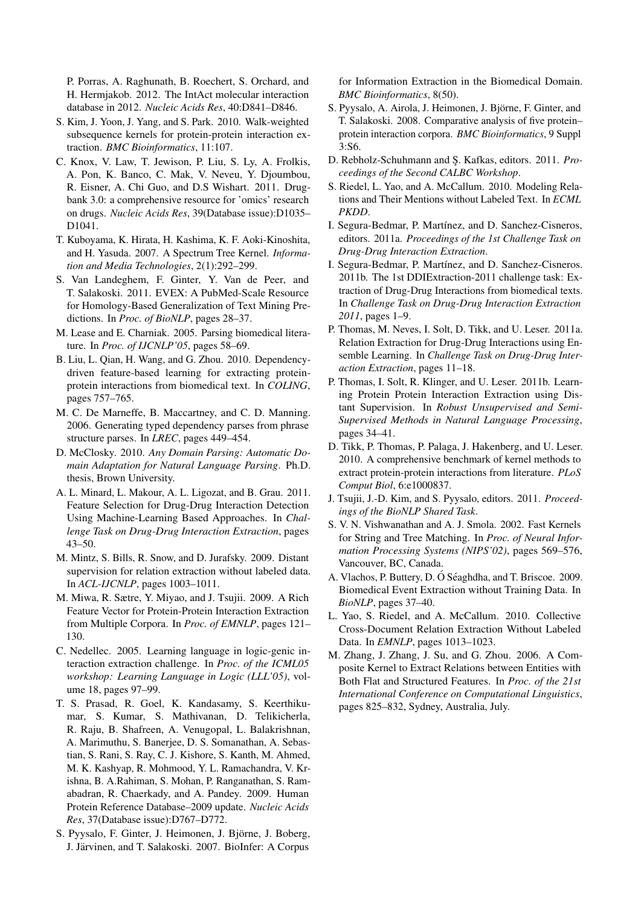P. Porras, A. Raghunath, B. Roechert, S. Orchard, and H. Hermjakob. 2012. The IntAct molecular interaction database in 2012. *Nucleic Acids Res*, 40:D841–D846.

S. Kim, J. Yoon, J. Yang, and S. Park. 2010. Walk-weighted subsequence kernels for protein-protein interaction extraction. *BMC Bioinformatics*, 11:107.

C. Knox, V. Law, T. Jewison, P. Liu, S. Ly, A. Frolkis, A. Pon, K. Banco, C. Mak, V. Neveu, Y. Djoumbou, R. Eisner, A. Chi Guo, and D.S Wishart. 2011. Drugbank 3.0: a comprehensive resource for 'omics' research on drugs. *Nucleic Acids Res*, 39(Database issue):D1035–D1041.

T. Kuboyama, K. Hirata, H. Kashima, K. F. Aoki-Kinoshita, and H. Yasuda. 2007. A Spectrum Tree Kernel. *Information and Media Technologies*, 2(1):292–299.

S. Van Landeghem, F. Ginter, Y. Van de Peer, and T. Salakoski. 2011. EVEX: A PubMed-Scale Resource for Homology-Based Generalization of Text Mining Predictions. In *Proc. of BioNLP*, pages 28–37.

M. Lease and E. Charniak. 2005. Parsing biomedical literature. In *Proc. of IJCNLP'05*, pages 58–69.

B. Liu, L. Qian, H. Wang, and G. Zhou. 2010. Dependency-driven feature-based learning for extracting protein-protein interactions from biomedical text. In *COLING*, pages 757–765.

M. C. De Marneffe, B. Maccartney, and C. D. Manning. 2006. Generating typed dependency parses from phrase structure parses. In *LREC*, pages 449–454.

D. McClosky. 2010. *Any Domain Parsing: Automatic Domain Adaptation for Natural Language Parsing*. Ph.D. thesis, Brown University.

A. L. Minard, L. Makour, A. L. Ligozat, and B. Grau. 2011. Feature Selection for Drug-Drug Interaction Detection Using Machine-Learning Based Approaches. In *Challenge Task on Drug-Drug Interaction Extraction*, pages 43–50.

M. Mintz, S. Bills, R. Snow, and D. Jurafsky. 2009. Distant supervision for relation extraction without labeled data. In *ACL-IJCNLP*, pages 1003–1011.

M. Miwa, R. Sætre, Y. Miyao, and J. Tsujii. 2009. A Rich Feature Vector for Protein-Protein Interaction Extraction from Multiple Corpora. In *Proc. of EMNLP*, pages 121–130.

C. Nedellec. 2005. Learning language in logic-genic interaction extraction challenge. In *Proc. of the ICML05 workshop: Learning Language in Logic (LLL'05)*, volume 18, pages 97–99.

T. S. Prasad, R. Goel, K. Kandasamy, S. Keerthikumar, S. Kumar, S. Mathivanan, D. Telikicherla, R. Raju, B. Shafreen, A. Venugopal, L. Balakrishnan, A. Marimuthu, S. Banerjee, D. S. Somanathan, A. Sebastian, S. Rani, S. Ray, C. J. Kishore, S. Kanth, M. Ahmed, M. K. Kashyap, R. Mohmood, Y. L. Ramachandra, V. Krishna, B. A.Rahiman, S. Mohan, P. Ranganathan, S. Ramabadran, R. Chaerkady, and A. Pandey. 2009. Human Protein Reference Database–2009 update. *Nucleic Acids Res*, 37(Database issue):D767–D772.

S. Pyysalo, F. Ginter, J. Heimonen, J. Björne, J. Boberg, J. Järvinen, and T. Salakoski. 2007. BioInfer: A Corpus for Information Extraction in the Biomedical Domain. *BMC Bioinformatics*, 8(50).

S. Pyysalo, A. Airola, J. Heimonen, J. Björne, F. Ginter, and T. Salakoski. 2008. Comparative analysis of five protein–protein interaction corpora. *BMC Bioinformatics*, 9 Suppl 3:S6.

D. Rebholz-Schuhmann and Ş. Kafkas, editors. 2011. *Proceedings of the Second CALBC Workshop*.

S. Riedel, L. Yao, and A. McCallum. 2010. Modeling Relations and Their Mentions without Labeled Text. In *ECML PKDD*.

I. Segura-Bedmar, P. Martínez, and D. Sanchez-Cisneros, editors. 2011a. *Proceedings of the 1st Challenge Task on Drug-Drug Interaction Extraction*.

I. Segura-Bedmar, P. Martínez, and D. Sanchez-Cisneros. 2011b. The 1st DDIExtraction-2011 challenge task: Extraction of Drug-Drug Interactions from biomedical texts. In *Challenge Task on Drug-Drug Interaction Extraction 2011*, pages 1–9.

P. Thomas, M. Neves, I. Solt, D. Tikk, and U. Leser. 2011a. Relation Extraction for Drug-Drug Interactions using Ensemble Learning. In *Challenge Task on Drug-Drug Interaction Extraction*, pages 11–18.

P. Thomas, I. Solt, R. Klinger, and U. Leser. 2011b. Learning Protein Protein Interaction Extraction using Distant Supervision. In *Robust Unsupervised and Semi-Supervised Methods in Natural Language Processing*, pages 34–41.

D. Tikk, P. Thomas, P. Palaga, J. Hakenberg, and U. Leser. 2010. A comprehensive benchmark of kernel methods to extract protein-protein interactions from literature. *PLoS Comput Biol*, 6:e1000837.

J. Tsujii, J.-D. Kim, and S. Pyysalo, editors. 2011. *Proceedings of the BioNLP Shared Task*.

S. V. N. Vishwanathan and A. J. Smola. 2002. Fast Kernels for String and Tree Matching. In *Proc. of Neural Information Processing Systems (NIPS'02)*, pages 569–576, Vancouver, BC, Canada.

A. Vlachos, P. Buttery, D. Ó Séaghdha, and T. Briscoe. 2009. Biomedical Event Extraction without Training Data. In *BioNLP*, pages 37–40.

L. Yao, S. Riedel, and A. McCallum. 2010. Collective Cross-Document Relation Extraction Without Labeled Data. In *EMNLP*, pages 1013–1023.

M. Zhang, J. Zhang, J. Su, and G. Zhou. 2006. A Composite Kernel to Extract Relations between Entities with Both Flat and Structured Features. In *Proc. of the 21st International Conference on Computational Linguistics*, pages 825–832, Sydney, Australia, July.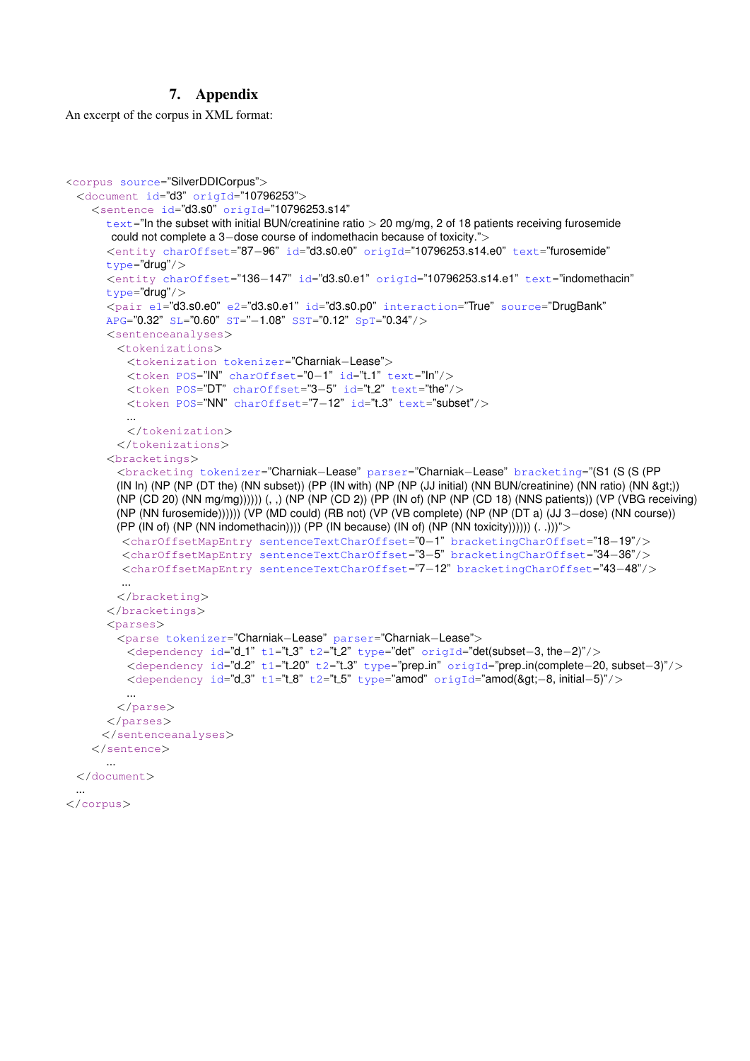## 7. Appendix

An excerpt of the corpus in XML format:

```
<corpus source="SilverDDICorpus">
  <document id="d3" origId="10796253">
    <sentence id="d3.s0" origId="10796253.s14"
       text="In the subset with initial BUN/creatinine ratio > 20 mg/mg, 2 of 18 patients receiving furosemide
        could not complete a 3−dose course of indomethacin because of toxicity.">
       <entity charOffset="87−96" id="d3.s0.e0" origId="10796253.s14.e0" text="furosemide"
       type="drug"/>
       <entity charOffset="136−147" id="d3.s0.e1" origId="10796253.s14.e1" text="indomethacin"
       type="drug"/>
       <pair e1="d3.s0.e0" e2="d3.s0.e1" id="d3.s0.p0" interaction="True" source="DrugBank"
       APG="0.32" SL="0.60" ST="−1.08" SST="0.12" SpT="0.34"/>
       <sentenceanalyses>
         <tokenizations>
           <tokenization tokenizer="Charniak−Lease">
           <token POS="IN" charOffset="0−1" id="t_1" text="In"/>
           <token POS="DT" charOffset="3−5" id="t_2" text="the"/>
           <token POS="NN" charOffset="7−12" id="t_3" text="subset"/>
           ...
           </tokenization>
         </tokenizations>
       <bracketings>
         <bracketing tokenizer="Charniak−Lease" parser="Charniak−Lease" bracketing="(S1 (S (S (PP
         (IN In) (NP (NP (DT the) (NN subset)) (PP (IN with) (NP (NP (JJ initial) (NN BUN/creatinine) (NN ratio) (NN &gt;))
         (NP (CD 20) (NN mg/mg)))))) (, ,) (NP (NP (CD 2)) (PP (IN of) (NP (NP (CD 18) (NNS patients)) (VP (VBG receiving)
         (NP (NN furosemide)))))) (VP (MD could) (RB not) (VP (VB complete) (NP (NP (DT a) (JJ 3−dose) (NN course))
         (PP (IN of) (NP (NN indomethacin)))) (PP (IN because) (IN of) (NP (NN toxicity)))))) (. .)))">
          <charOffsetMapEntry sentenceTextCharOffset="0−1" bracketingCharOffset="18−19"/>
          <charOffsetMapEntry sentenceTextCharOffset="3−5" bracketingCharOffset="34−36"/>
          <charOffsetMapEntry sentenceTextCharOffset="7−12" bracketingCharOffset="43−48"/>
          ...
         </bracketing>
       </bracketings>
       <parses>
         <parse tokenizer="Charniak−Lease" parser="Charniak−Lease">
           <dependency id="d_1" t1="t_3" t2="t_2" type="det" origId="det(subset−3, the−2)"/>
           <dependency id="d_2" t1="t_20" t2="t_3" type="prep_in" origId="prep_in(complete−20, subset−3)"/>
           <dependency id="d_3" t1="t_8" t2="t_5" type="amod" origId="amod(&gt;−8, initial−5)"/>
           ...
         </parse>
       </parses>
      </sentenceanalyses>
    </sentence>
       ...
  </document>
  ...
</corpus>
```